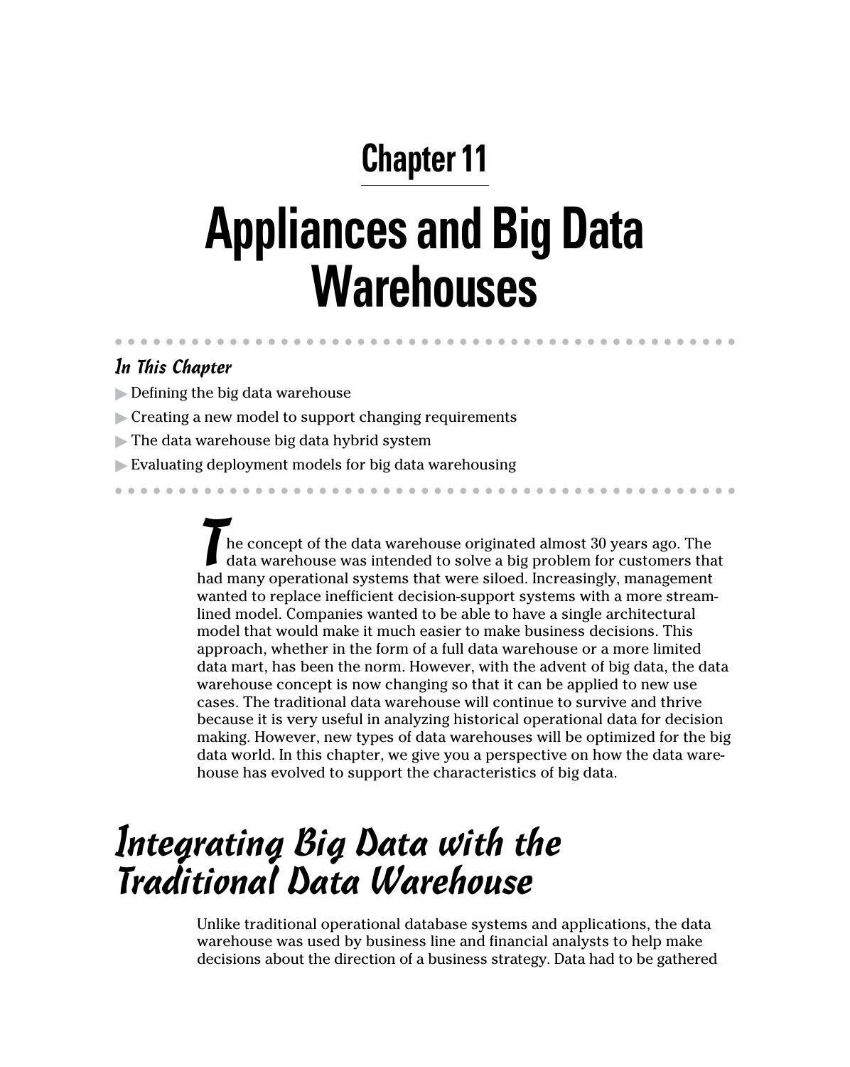# Chapter 11

# Appliances and Big Data Warehouses

***In This Chapter***

- Defining the big data warehouse
- Creating a new model to support changing requirements
- The data warehouse big data hybrid system
- Evaluating deployment models for big data warehousing

The concept of the data warehouse originated almost 30 years ago. The data warehouse was intended to solve a big problem for customers that had many operational systems that were siloed. Increasingly, management wanted to replace inefficient decision-support systems with a more streamlined model. Companies wanted to be able to have a single architectural model that would make it much easier to make business decisions. This approach, whether in the form of a full data warehouse or a more limited data mart, has been the norm. However, with the advent of big data, the data warehouse concept is now changing so that it can be applied to new use cases. The traditional data warehouse will continue to survive and thrive because it is very useful in analyzing historical operational data for decision making. However, new types of data warehouses will be optimized for the big data world. In this chapter, we give you a perspective on how the data warehouse has evolved to support the characteristics of big data.

## Integrating Big Data with the Traditional Data Warehouse

Unlike traditional operational database systems and applications, the data warehouse was used by business line and financial analysts to help make decisions about the direction of a business strategy. Data had to be gathered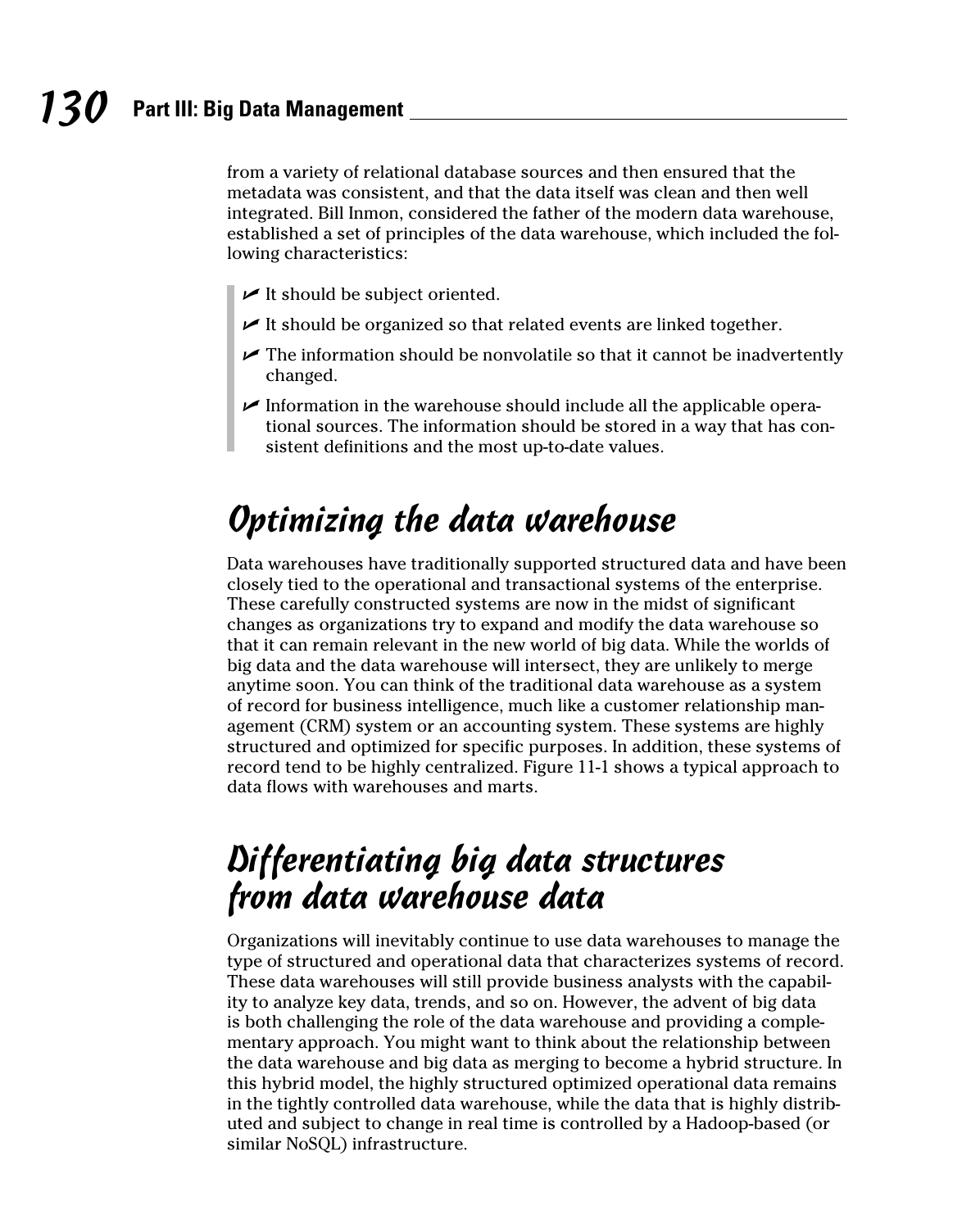from a variety of relational database sources and then ensured that the metadata was consistent, and that the data itself was clean and then well integrated. Bill Inmon, considered the father of the modern data warehouse, established a set of principles of the data warehouse, which included the following characteristics:

- It should be subject oriented.
- It should be organized so that related events are linked together.
- The information should be nonvolatile so that it cannot be inadvertently changed.
- Information in the warehouse should include all the applicable operational sources. The information should be stored in a way that has consistent definitions and the most up-to-date values.

## Optimizing the data warehouse

Data warehouses have traditionally supported structured data and have been closely tied to the operational and transactional systems of the enterprise. These carefully constructed systems are now in the midst of significant changes as organizations try to expand and modify the data warehouse so that it can remain relevant in the new world of big data. While the worlds of big data and the data warehouse will intersect, they are unlikely to merge anytime soon. You can think of the traditional data warehouse as a system of record for business intelligence, much like a customer relationship management (CRM) system or an accounting system. These systems are highly structured and optimized for specific purposes. In addition, these systems of record tend to be highly centralized. Figure 11-1 shows a typical approach to data flows with warehouses and marts.

## Differentiating big data structures from data warehouse data

Organizations will inevitably continue to use data warehouses to manage the type of structured and operational data that characterizes systems of record. These data warehouses will still provide business analysts with the capability to analyze key data, trends, and so on. However, the advent of big data is both challenging the role of the data warehouse and providing a complementary approach. You might want to think about the relationship between the data warehouse and big data as merging to become a hybrid structure. In this hybrid model, the highly structured optimized operational data remains in the tightly controlled data warehouse, while the data that is highly distributed and subject to change in real time is controlled by a Hadoop-based (or similar NoSQL) infrastructure.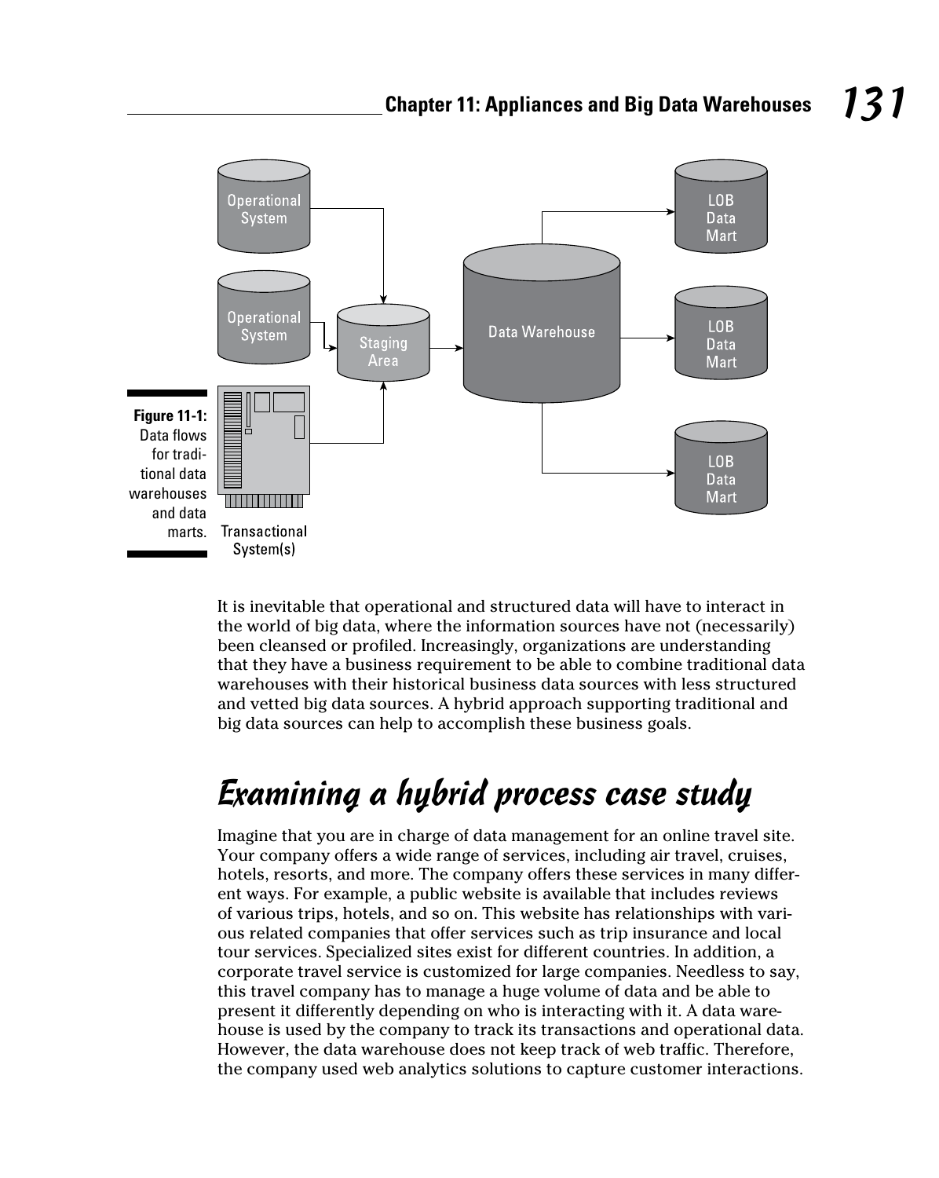**Figure 11-1:** Data flows for traditional data warehouses and data marts.

It is inevitable that operational and structured data will have to interact in the world of big data, where the information sources have not (necessarily) been cleansed or profiled. Increasingly, organizations are understanding that they have a business requirement to be able to combine traditional data warehouses with their historical business data sources with less structured and vetted big data sources. A hybrid approach supporting traditional and big data sources can help to accomplish these business goals.

## Examining a hybrid process case study

Imagine that you are in charge of data management for an online travel site. Your company offers a wide range of services, including air travel, cruises, hotels, resorts, and more. The company offers these services in many different ways. For example, a public website is available that includes reviews of various trips, hotels, and so on. This website has relationships with various related companies that offer services such as trip insurance and local tour services. Specialized sites exist for different countries. In addition, a corporate travel service is customized for large companies. Needless to say, this travel company has to manage a huge volume of data and be able to present it differently depending on who is interacting with it. A data warehouse is used by the company to track its transactions and operational data. However, the data warehouse does not keep track of web traffic. Therefore, the company used web analytics solutions to capture customer interactions.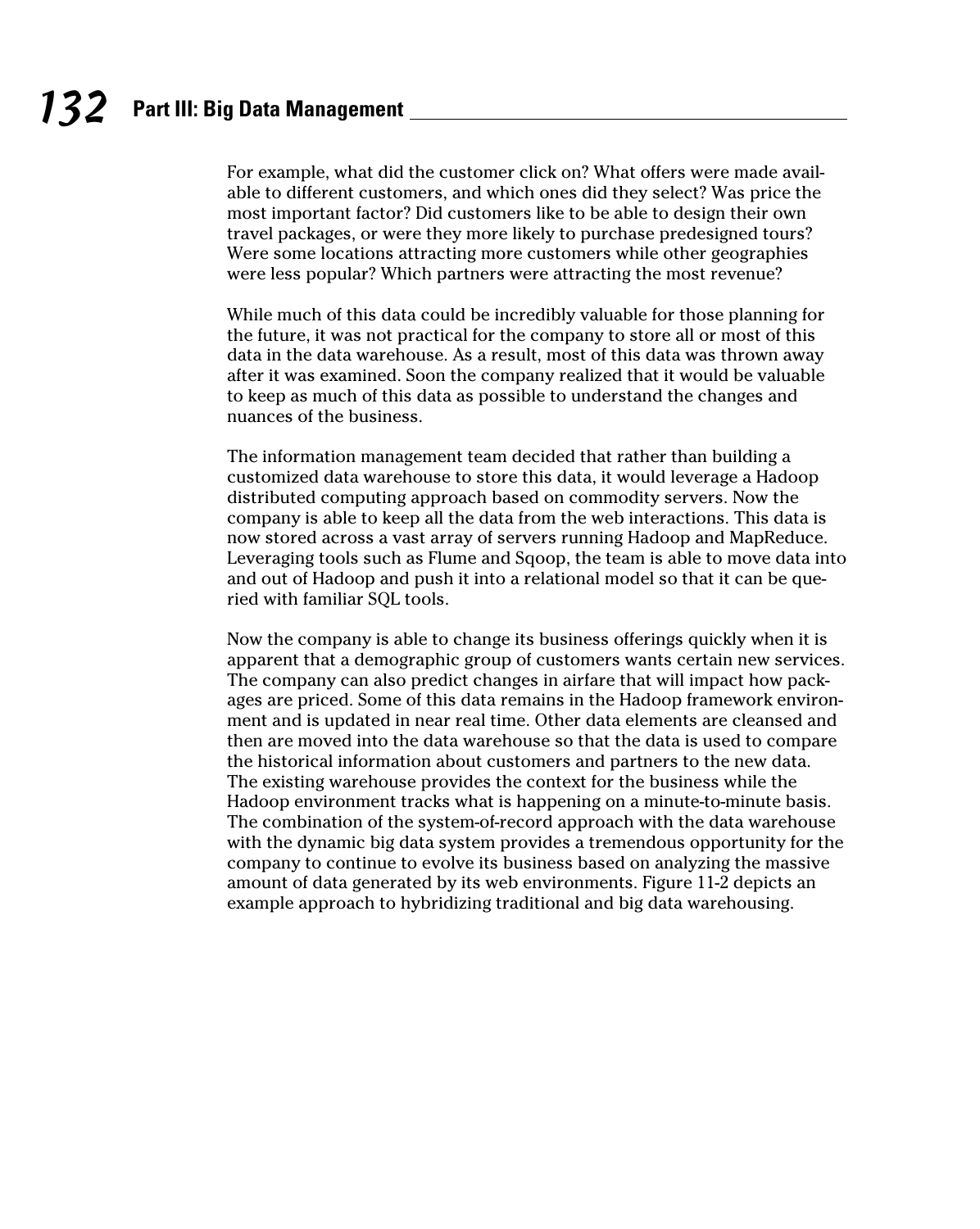For example, what did the customer click on? What offers were made available to different customers, and which ones did they select? Was price the most important factor? Did customers like to be able to design their own travel packages, or were they more likely to purchase predesigned tours? Were some locations attracting more customers while other geographies were less popular? Which partners were attracting the most revenue?

While much of this data could be incredibly valuable for those planning for the future, it was not practical for the company to store all or most of this data in the data warehouse. As a result, most of this data was thrown away after it was examined. Soon the company realized that it would be valuable to keep as much of this data as possible to understand the changes and nuances of the business.

The information management team decided that rather than building a customized data warehouse to store this data, it would leverage a Hadoop distributed computing approach based on commodity servers. Now the company is able to keep all the data from the web interactions. This data is now stored across a vast array of servers running Hadoop and MapReduce. Leveraging tools such as Flume and Sqoop, the team is able to move data into and out of Hadoop and push it into a relational model so that it can be queried with familiar SQL tools.

Now the company is able to change its business offerings quickly when it is apparent that a demographic group of customers wants certain new services. The company can also predict changes in airfare that will impact how packages are priced. Some of this data remains in the Hadoop framework environment and is updated in near real time. Other data elements are cleansed and then are moved into the data warehouse so that the data is used to compare the historical information about customers and partners to the new data. The existing warehouse provides the context for the business while the Hadoop environment tracks what is happening on a minute-to-minute basis. The combination of the system-of-record approach with the data warehouse with the dynamic big data system provides a tremendous opportunity for the company to continue to evolve its business based on analyzing the massive amount of data generated by its web environments. Figure 11-2 depicts an example approach to hybridizing traditional and big data warehousing.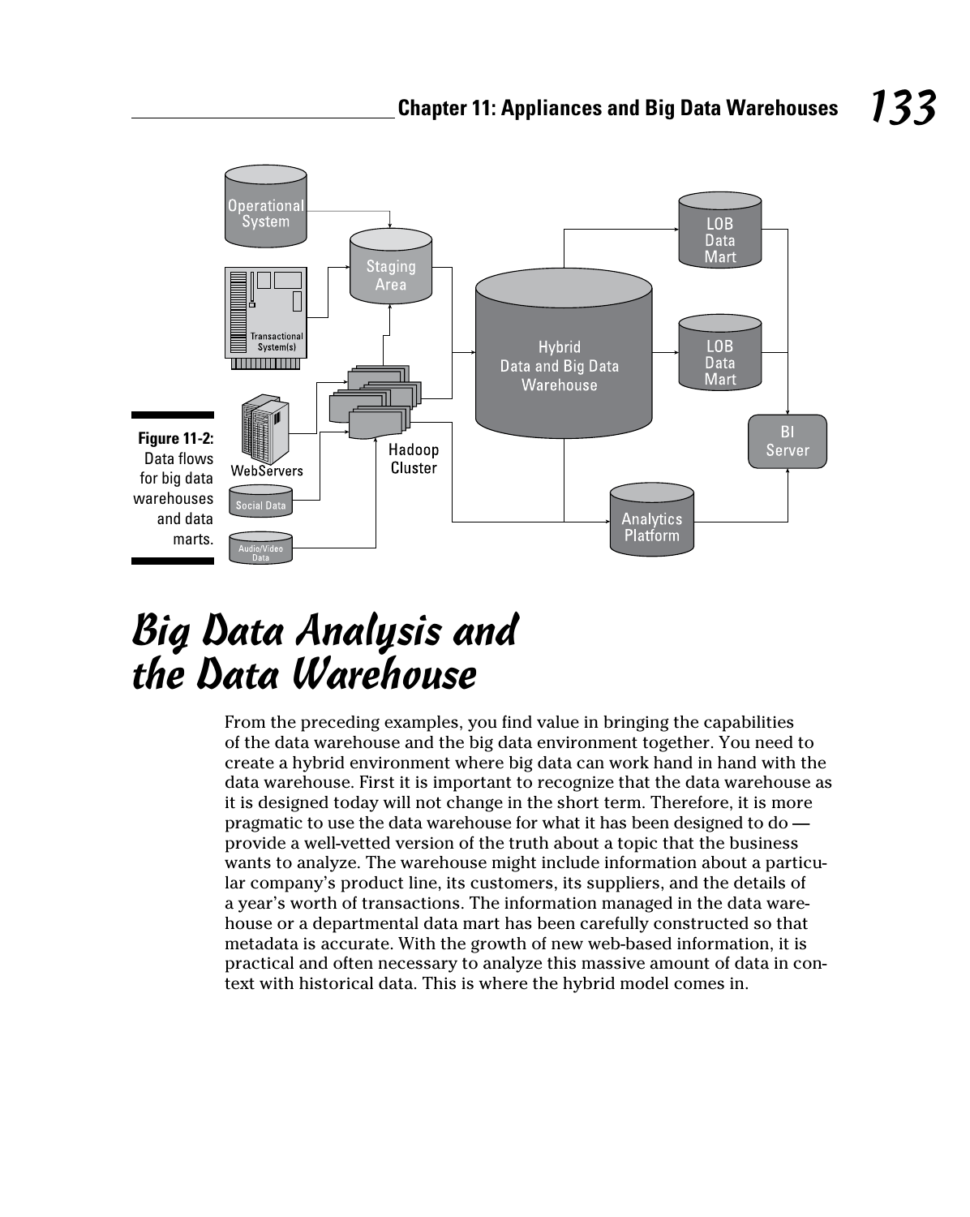Figure 11-2: Data flows for big data warehouses and data marts.

# Big Data Analysis and the Data Warehouse

From the preceding examples, you find value in bringing the capabilities of the data warehouse and the big data environment together. You need to create a hybrid environment where big data can work hand in hand with the data warehouse. First it is important to recognize that the data warehouse as it is designed today will not change in the short term. Therefore, it is more pragmatic to use the data warehouse for what it has been designed to do — provide a well-vetted version of the truth about a topic that the business wants to analyze. The warehouse might include information about a particular company's product line, its customers, its suppliers, and the details of a year's worth of transactions. The information managed in the data warehouse or a departmental data mart has been carefully constructed so that metadata is accurate. With the growth of new web-based information, it is practical and often necessary to analyze this massive amount of data in context with historical data. This is where the hybrid model comes in.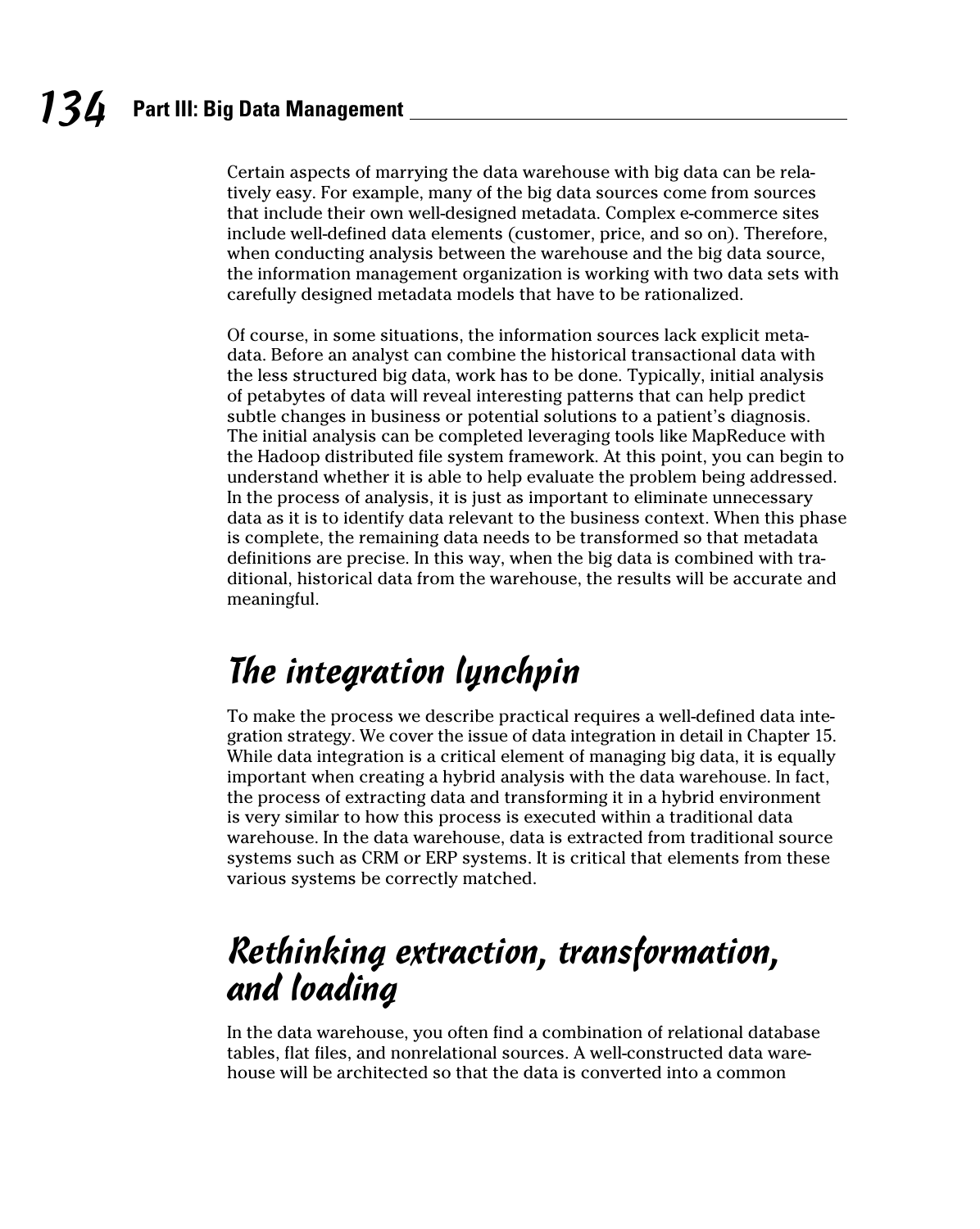Certain aspects of marrying the data warehouse with big data can be relatively easy. For example, many of the big data sources come from sources that include their own well-designed metadata. Complex e-commerce sites include well-defined data elements (customer, price, and so on). Therefore, when conducting analysis between the warehouse and the big data source, the information management organization is working with two data sets with carefully designed metadata models that have to be rationalized.

Of course, in some situations, the information sources lack explicit metadata. Before an analyst can combine the historical transactional data with the less structured big data, work has to be done. Typically, initial analysis of petabytes of data will reveal interesting patterns that can help predict subtle changes in business or potential solutions to a patient's diagnosis. The initial analysis can be completed leveraging tools like MapReduce with the Hadoop distributed file system framework. At this point, you can begin to understand whether it is able to help evaluate the problem being addressed. In the process of analysis, it is just as important to eliminate unnecessary data as it is to identify data relevant to the business context. When this phase is complete, the remaining data needs to be transformed so that metadata definitions are precise. In this way, when the big data is combined with traditional, historical data from the warehouse, the results will be accurate and meaningful.

## The integration lynchpin

To make the process we describe practical requires a well-defined data integration strategy. We cover the issue of data integration in detail in Chapter 15. While data integration is a critical element of managing big data, it is equally important when creating a hybrid analysis with the data warehouse. In fact, the process of extracting data and transforming it in a hybrid environment is very similar to how this process is executed within a traditional data warehouse. In the data warehouse, data is extracted from traditional source systems such as CRM or ERP systems. It is critical that elements from these various systems be correctly matched.

## Rethinking extraction, transformation, and loading

In the data warehouse, you often find a combination of relational database tables, flat files, and nonrelational sources. A well-constructed data warehouse will be architected so that the data is converted into a common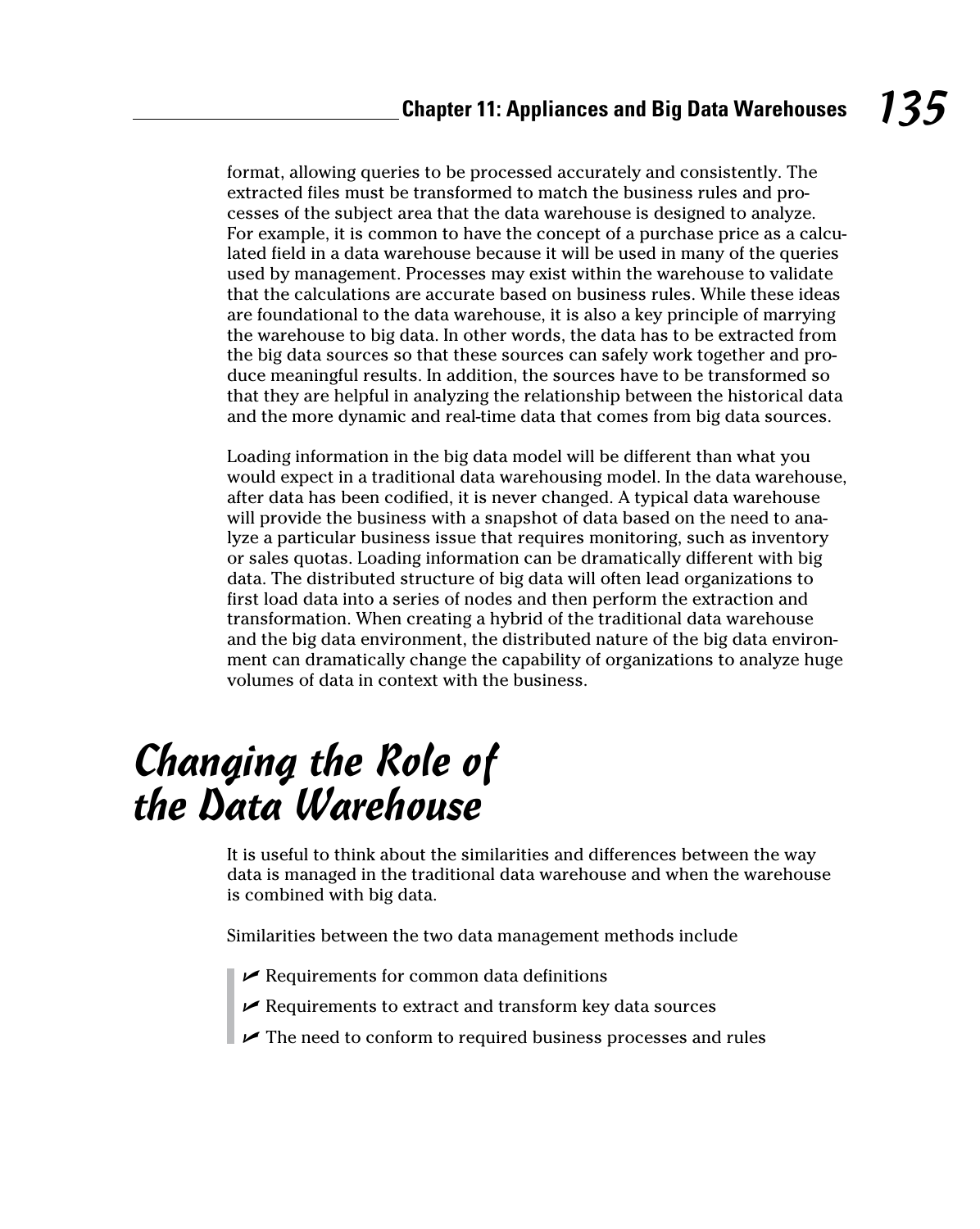format, allowing queries to be processed accurately and consistently. The extracted files must be transformed to match the business rules and processes of the subject area that the data warehouse is designed to analyze. For example, it is common to have the concept of a purchase price as a calculated field in a data warehouse because it will be used in many of the queries used by management. Processes may exist within the warehouse to validate that the calculations are accurate based on business rules. While these ideas are foundational to the data warehouse, it is also a key principle of marrying the warehouse to big data. In other words, the data has to be extracted from the big data sources so that these sources can safely work together and produce meaningful results. In addition, the sources have to be transformed so that they are helpful in analyzing the relationship between the historical data and the more dynamic and real-time data that comes from big data sources.

Loading information in the big data model will be different than what you would expect in a traditional data warehousing model. In the data warehouse, after data has been codified, it is never changed. A typical data warehouse will provide the business with a snapshot of data based on the need to analyze a particular business issue that requires monitoring, such as inventory or sales quotas. Loading information can be dramatically different with big data. The distributed structure of big data will often lead organizations to first load data into a series of nodes and then perform the extraction and transformation. When creating a hybrid of the traditional data warehouse and the big data environment, the distributed nature of the big data environment can dramatically change the capability of organizations to analyze huge volumes of data in context with the business.

# Changing the Role of the Data Warehouse

It is useful to think about the similarities and differences between the way data is managed in the traditional data warehouse and when the warehouse is combined with big data.

Similarities between the two data management methods include

- Requirements for common data definitions
- Requirements to extract and transform key data sources
- The need to conform to required business processes and rules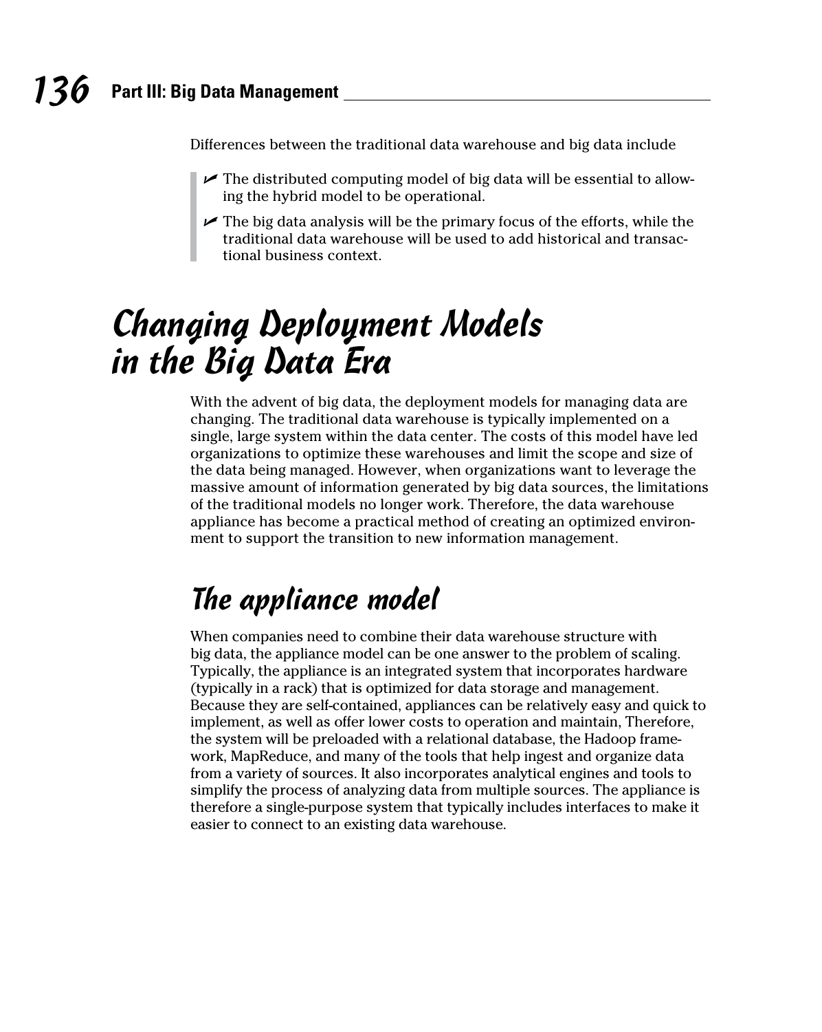Differences between the traditional data warehouse and big data include

- The distributed computing model of big data will be essential to allowing the hybrid model to be operational.
- The big data analysis will be the primary focus of the efforts, while the traditional data warehouse will be used to add historical and transactional business context.

# Changing Deployment Models in the Big Data Era

With the advent of big data, the deployment models for managing data are changing. The traditional data warehouse is typically implemented on a single, large system within the data center. The costs of this model have led organizations to optimize these warehouses and limit the scope and size of the data being managed. However, when organizations want to leverage the massive amount of information generated by big data sources, the limitations of the traditional models no longer work. Therefore, the data warehouse appliance has become a practical method of creating an optimized environment to support the transition to new information management.

## The appliance model

When companies need to combine their data warehouse structure with big data, the appliance model can be one answer to the problem of scaling. Typically, the appliance is an integrated system that incorporates hardware (typically in a rack) that is optimized for data storage and management. Because they are self-contained, appliances can be relatively easy and quick to implement, as well as offer lower costs to operation and maintain, Therefore, the system will be preloaded with a relational database, the Hadoop framework, MapReduce, and many of the tools that help ingest and organize data from a variety of sources. It also incorporates analytical engines and tools to simplify the process of analyzing data from multiple sources. The appliance is therefore a single-purpose system that typically includes interfaces to make it easier to connect to an existing data warehouse.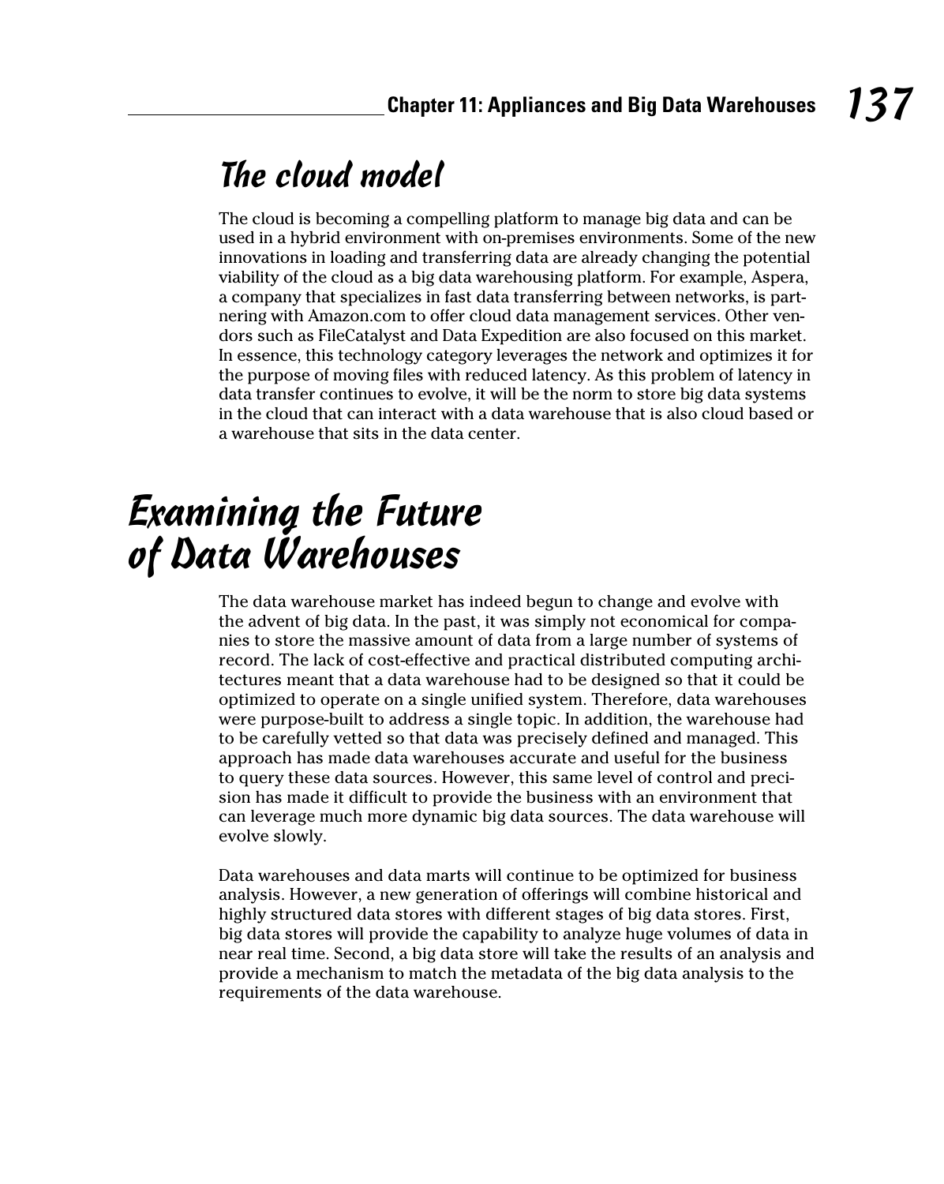### The cloud model

The cloud is becoming a compelling platform to manage big data and can be used in a hybrid environment with on-premises environments. Some of the new innovations in loading and transferring data are already changing the potential viability of the cloud as a big data warehousing platform. For example, Aspera, a company that specializes in fast data transferring between networks, is partnering with Amazon.com to offer cloud data management services. Other vendors such as FileCatalyst and Data Expedition are also focused on this market. In essence, this technology category leverages the network and optimizes it for the purpose of moving files with reduced latency. As this problem of latency in data transfer continues to evolve, it will be the norm to store big data systems in the cloud that can interact with a data warehouse that is also cloud based or a warehouse that sits in the data center.

## Examining the Future of Data Warehouses

The data warehouse market has indeed begun to change and evolve with the advent of big data. In the past, it was simply not economical for companies to store the massive amount of data from a large number of systems of record. The lack of cost-effective and practical distributed computing architectures meant that a data warehouse had to be designed so that it could be optimized to operate on a single unified system. Therefore, data warehouses were purpose-built to address a single topic. In addition, the warehouse had to be carefully vetted so that data was precisely defined and managed. This approach has made data warehouses accurate and useful for the business to query these data sources. However, this same level of control and precision has made it difficult to provide the business with an environment that can leverage much more dynamic big data sources. The data warehouse will evolve slowly.

Data warehouses and data marts will continue to be optimized for business analysis. However, a new generation of offerings will combine historical and highly structured data stores with different stages of big data stores. First, big data stores will provide the capability to analyze huge volumes of data in near real time. Second, a big data store will take the results of an analysis and provide a mechanism to match the metadata of the big data analysis to the requirements of the data warehouse.